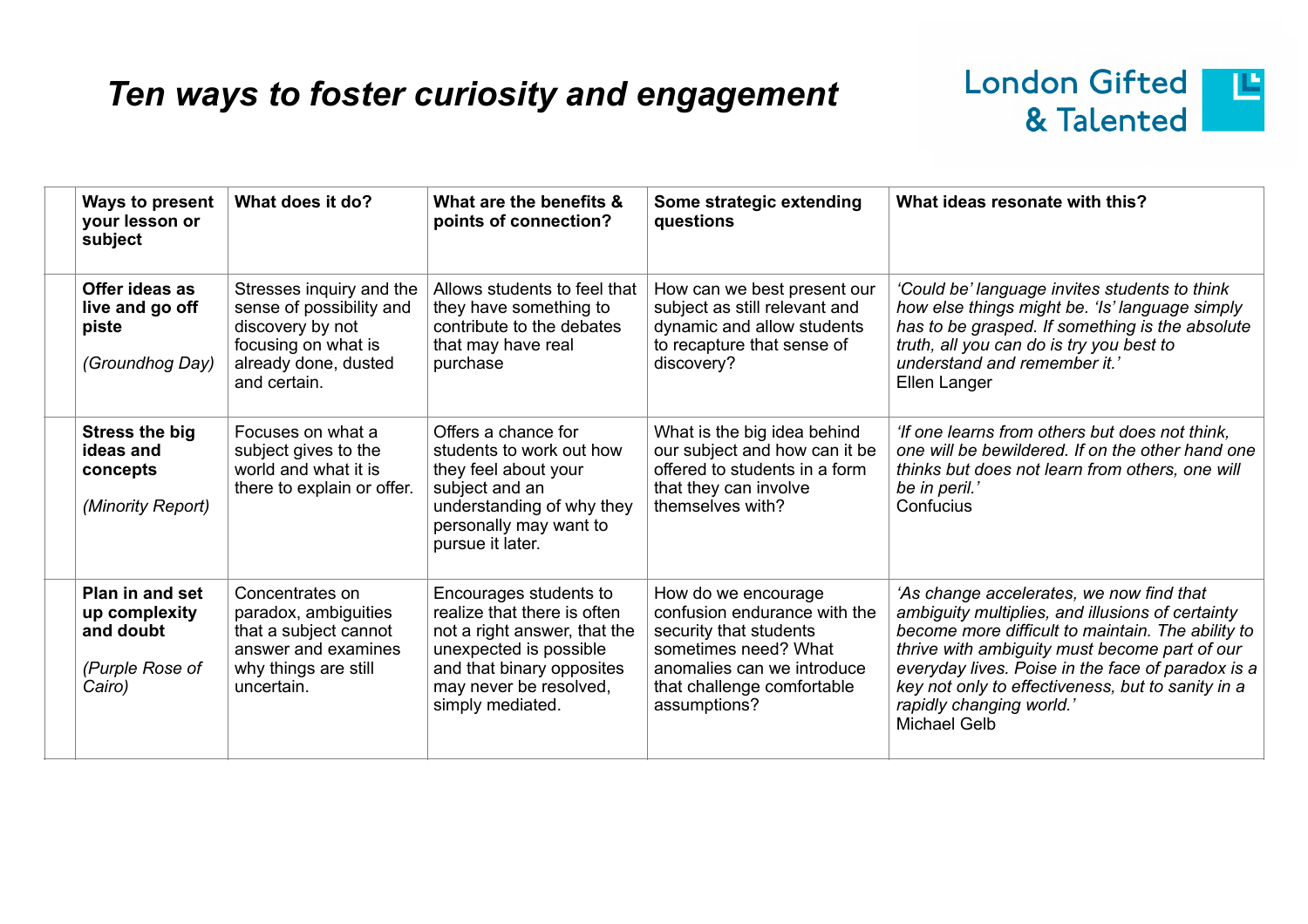# *Ten ways to foster curiosity and engagement*

London Gifted & Talented

| | Ways to present your lesson or subject | What does it do? | What are the benefits & points of connection? | Some strategic extending questions | What ideas resonate with this? |
|---|---|---|---|---|---|
| | **Offer ideas as live and go off piste**<br><br>*(Groundhog Day)* | Stresses inquiry and the sense of possibility and discovery by not focusing on what is already done, dusted and certain. | Allows students to feel that they have something to contribute to the debates that may have real purchase | How can we best present our subject as still relevant and dynamic and allow students to recapture that sense of discovery? | *'Could be' language invites students to think how else things might be. 'Is' language simply has to be grasped. If something is the absolute truth, all you can do is try you best to understand and remember it.'*<br>Ellen Langer |
| | **Stress the big ideas and concepts**<br><br>*(Minority Report)* | Focuses on what a subject gives to the world and what it is there to explain or offer. | Offers a chance for students to work out how they feel about your subject and an understanding of why they personally may want to pursue it later. | What is the big idea behind our subject and how can it be offered to students in a form that they can involve themselves with? | *'If one learns from others but does not think, one will be bewildered. If on the other hand one thinks but does not learn from others, one will be in peril.'*<br>Confucius |
| | **Plan in and set up complexity and doubt**<br><br>*(Purple Rose of Cairo)* | Concentrates on paradox, ambiguities that a subject cannot answer and examines why things are still uncertain. | Encourages students to realize that there is often not a right answer, that the unexpected is possible and that binary opposites may never be resolved, simply mediated. | How do we encourage confusion endurance with the security that students sometimes need? What anomalies can we introduce that challenge comfortable assumptions? | *'As change accelerates, we now find that ambiguity multiplies, and illusions of certainty become more difficult to maintain. The ability to thrive with ambiguity must become part of our everyday lives. Poise in the face of paradox is a key not only to effectiveness, but to sanity in a rapidly changing world.'*<br>Michael Gelb |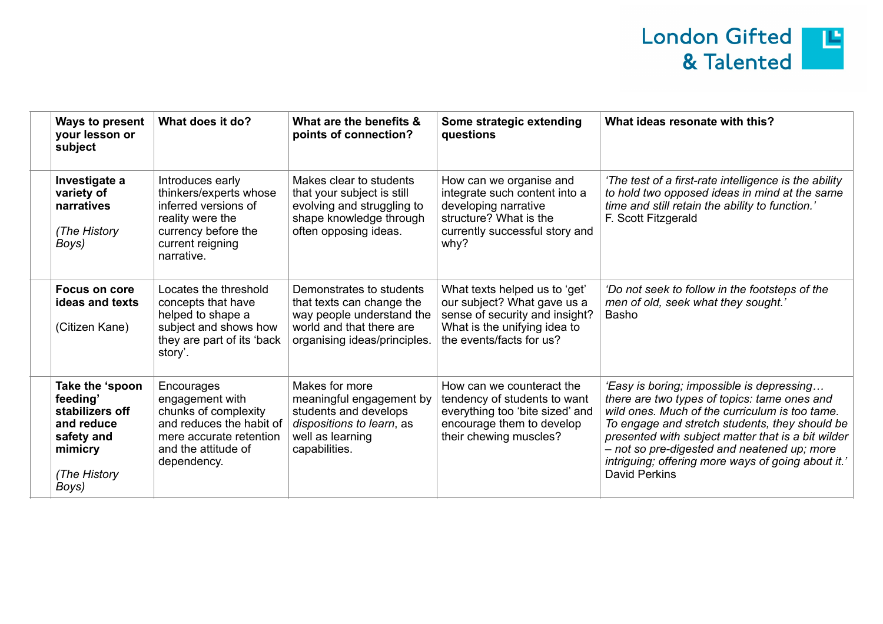| Ways to present your lesson or subject | What does it do? | What are the benefits & points of connection? | Some strategic extending questions | What ideas resonate with this? |
|---|---|---|---|---|
| **Investigate a variety of narratives**<br><br>*(The History Boys)* | Introduces early thinkers/experts whose inferred versions of reality were the currency before the current reigning narrative. | Makes clear to students that your subject is still evolving and struggling to shape knowledge through often opposing ideas. | How can we organise and integrate such content into a developing narrative structure? What is the currently successful story and why? | *'The test of a first-rate intelligence is the ability to hold two opposed ideas in mind at the same time and still retain the ability to function.'*<br>F. Scott Fitzgerald |
| **Focus on core ideas and texts**<br><br>(Citizen Kane) | Locates the threshold concepts that have helped to shape a subject and shows how they are part of its 'back story'. | Demonstrates to students that texts can change the way people understand the world and that there are organising ideas/principles. | What texts helped us to 'get' our subject? What gave us a sense of security and insight? What is the unifying idea to the events/facts for us? | *'Do not seek to follow in the footsteps of the men of old, seek what they sought.'*<br>Basho |
| **Take the 'spoon feeding' stabilizers off and reduce safety and mimicry**<br><br>*(The History Boys)* | Encourages engagement with chunks of complexity and reduces the habit of mere accurate retention and the attitude of dependency. | Makes for more meaningful engagement by students and develops *dispositions to learn*, as well as learning capabilities. | How can we counteract the tendency of students to want everything too 'bite sized' and encourage them to develop their chewing muscles? | *'Easy is boring; impossible is depressing… there are two types of topics: tame ones and wild ones. Much of the curriculum is too tame. To engage and stretch students, they should be presented with subject matter that is a bit wilder – not so pre-digested and neatened up; more intriguing; offering more ways of going about it.'*<br>David Perkins |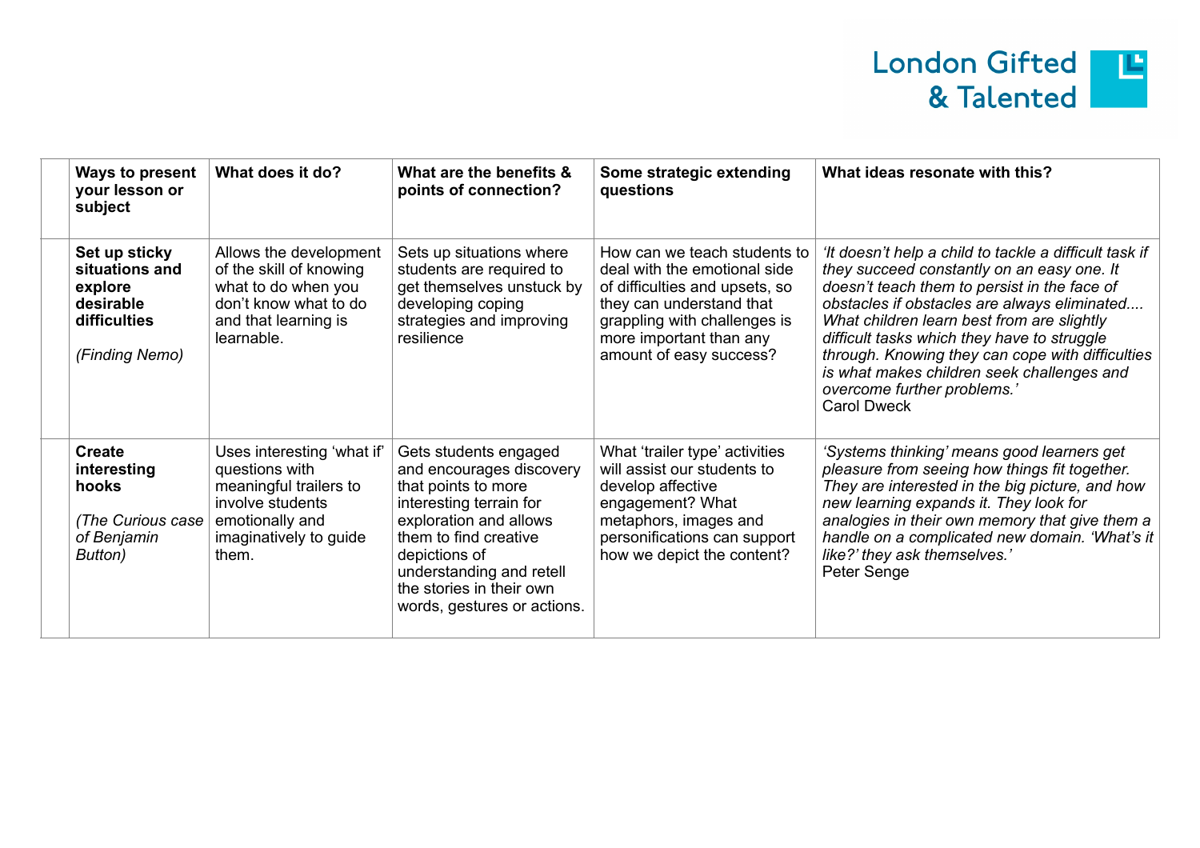| | Ways to present your lesson or subject | What does it do? | What are the benefits & points of connection? | Some strategic extending questions | What ideas resonate with this? |
|---|---|---|---|---|---|
| | **Set up sticky situations and explore desirable difficulties**<br><br>*(Finding Nemo)* | Allows the development of the skill of knowing what to do when you don't know what to do and that learning is learnable. | Sets up situations where students are required to get themselves unstuck by developing coping strategies and improving resilience | How can we teach students to deal with the emotional side of difficulties and upsets, so they can understand that grappling with challenges is more important than any amount of easy success? | *'It doesn't help a child to tackle a difficult task if they succeed constantly on an easy one. It doesn't teach them to persist in the face of obstacles if obstacles are always eliminated.... What children learn best from are slightly difficult tasks which they have to struggle through. Knowing they can cope with difficulties is what makes children seek challenges and overcome further problems.'*<br>Carol Dweck |
| | **Create interesting hooks**<br><br>*(The Curious case of Benjamin Button)* | Uses interesting 'what if' questions with meaningful trailers to involve students emotionally and imaginatively to guide them. | Gets students engaged and encourages discovery that points to more interesting terrain for exploration and allows them to find creative depictions of understanding and retell the stories in their own words, gestures or actions. | What 'trailer type' activities will assist our students to develop affective engagement? What metaphors, images and personifications can support how we depict the content? | *'Systems thinking' means good learners get pleasure from seeing how things fit together. They are interested in the big picture, and how new learning expands it. They look for analogies in their own memory that give them a handle on a complicated new domain. 'What's it like?' they ask themselves.'*<br>Peter Senge |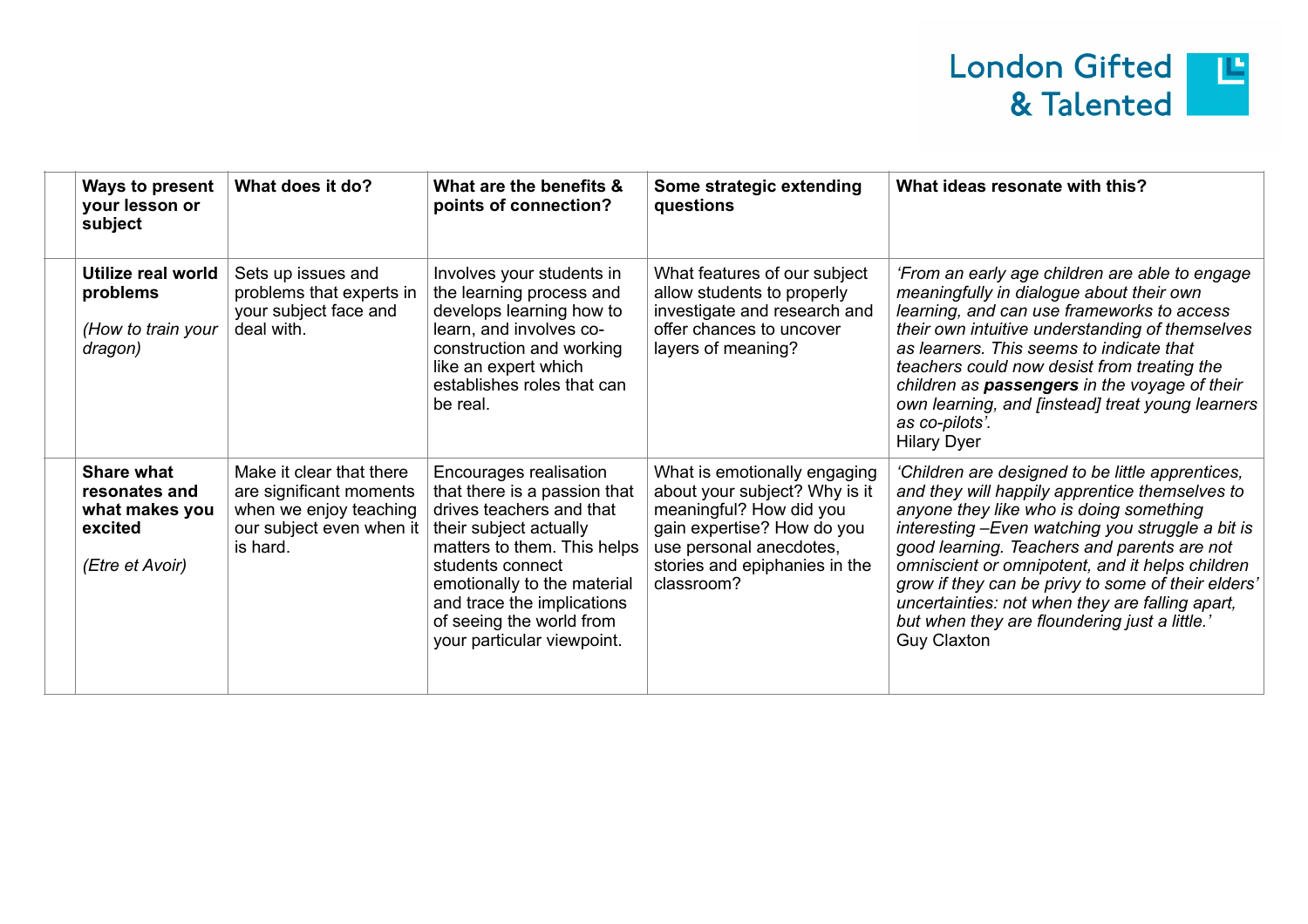London Gifted & Talented

| | Ways to present your lesson or subject | What does it do? | What are the benefits & points of connection? | Some strategic extending questions | What ideas resonate with this? |
|---|---|---|---|---|---|
| | **Utilize real world problems** *(How to train your dragon)* | Sets up issues and problems that experts in your subject face and deal with. | Involves your students in the learning process and develops learning how to learn, and involves co-construction and working like an expert which establishes roles that can be real. | What features of our subject allow students to properly investigate and research and offer chances to uncover layers of meaning? | *'From an early age children are able to engage meaningfully in dialogue about their own learning, and can use frameworks to access their own intuitive understanding of themselves as learners. This seems to indicate that teachers could now desist from treating the children as **passengers** in the voyage of their own learning, and [instead] treat young learners as co-pilots'.* Hilary Dyer |
| | **Share what resonates and what makes you excited** *(Etre et Avoir)* | Make it clear that there are significant moments when we enjoy teaching our subject even when it is hard. | Encourages realisation that there is a passion that drives teachers and that their subject actually matters to them. This helps students connect emotionally to the material and trace the implications of seeing the world from your particular viewpoint. | What is emotionally engaging about your subject? Why is it meaningful? How did you gain expertise? How do you use personal anecdotes, stories and epiphanies in the classroom? | *'Children are designed to be little apprentices, and they will happily apprentice themselves to anyone they like who is doing something interesting –Even watching you struggle a bit is good learning. Teachers and parents are not omniscient or omnipotent, and it helps children grow if they can be privy to some of their elders' uncertainties: not when they are falling apart, but when they are floundering just a little.'* Guy Claxton |